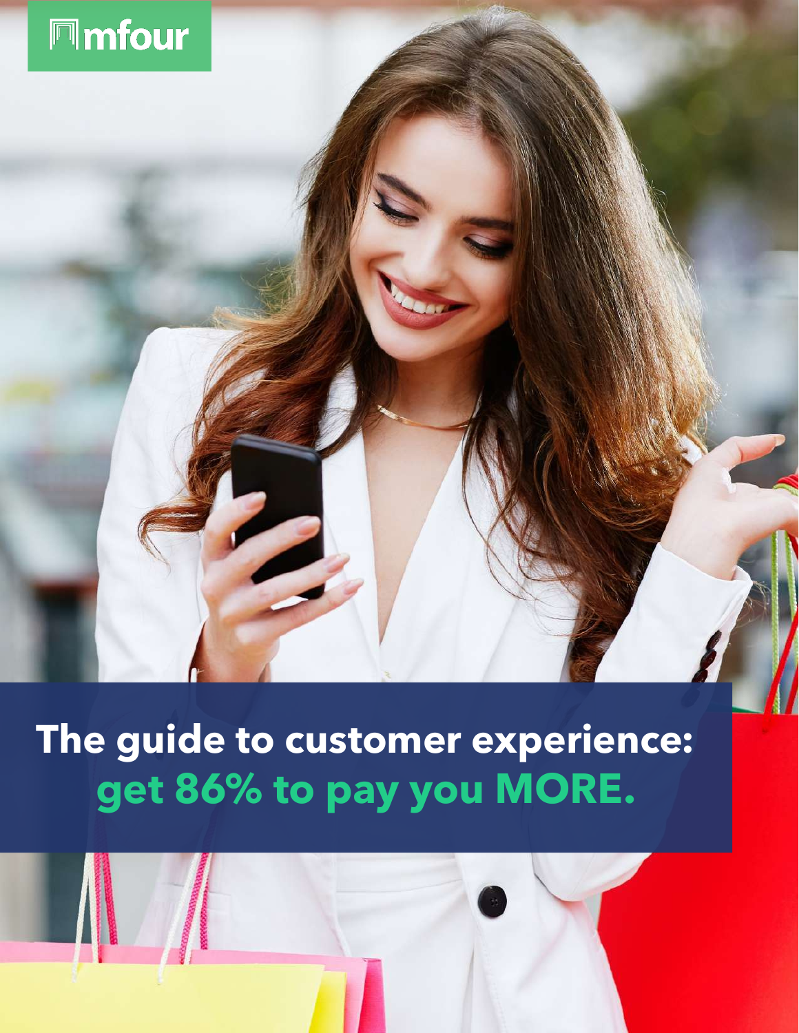mfour

# The guide to customer experience: get 86% to pay you MORE.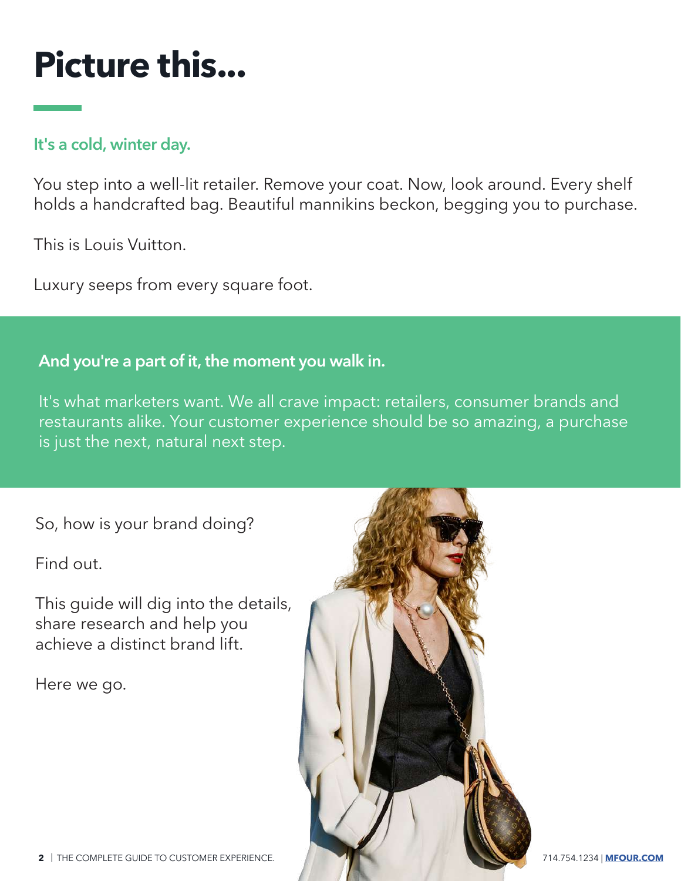# Picture this...

**It's a cold, winter day.**

You step into a well-lit retailer. Remove your coat. Now, look around. Every shelf holds a handcrafted bag. Beautiful mannikins beckon, begging you to purchase.

This is Louis Vuitton.

Luxury seeps from every square foot.

**And you're a part of it, the moment you walk in.**

It's what marketers want. We all crave impact: retailers, consumer brands and restaurants alike. Your customer experience should be so amazing, a purchase is just the next, natural next step.

So, how is your brand doing?

Find out.

This guide will dig into the details, share research and help you achieve a distinct brand lift.

Here we go.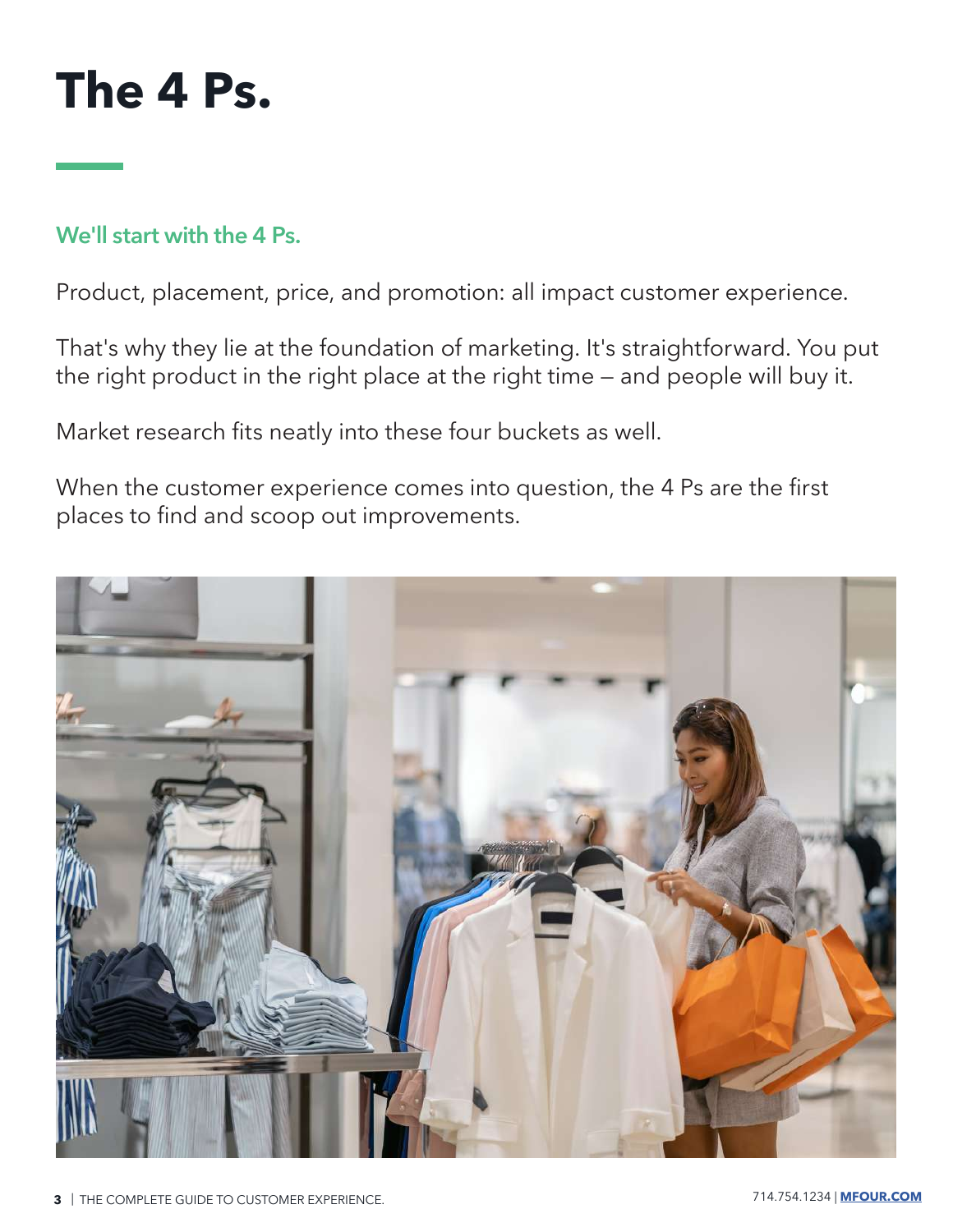# The 4 Ps.

## We'll start with the 4 Ps.

Product, placement, price, and promotion: all impact customer experience.

That's why they lie at the foundation of marketing. It's straightforward. You put the right product in the right place at the right time — and people will buy it.

Market research fits neatly into these four buckets as well.

When the customer experience comes into question, the 4 Ps are the first places to find and scoop out improvements.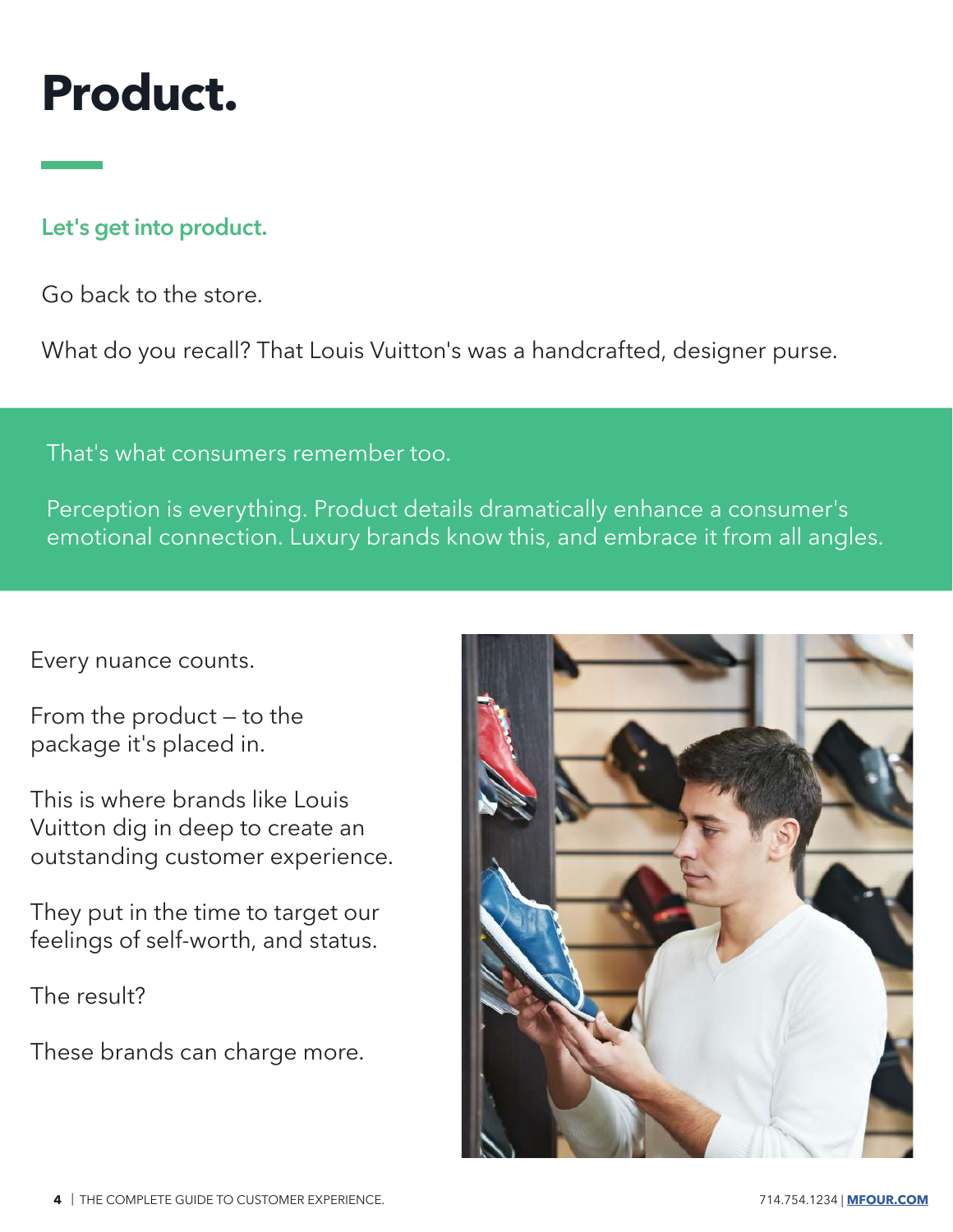# Product.

**Let's get into product.**

Go back to the store.

What do you recall? That Louis Vuitton's was a handcrafted, designer purse.

That's what consumers remember too.

Perception is everything. Product details dramatically enhance a consumer's emotional connection. Luxury brands know this, and embrace it from all angles.

Every nuance counts.

From the product – to the package it's placed in.

This is where brands like Louis Vuitton dig in deep to create an outstanding customer experience.

They put in the time to target our feelings of self-worth, and status.

The result?

These brands can charge more.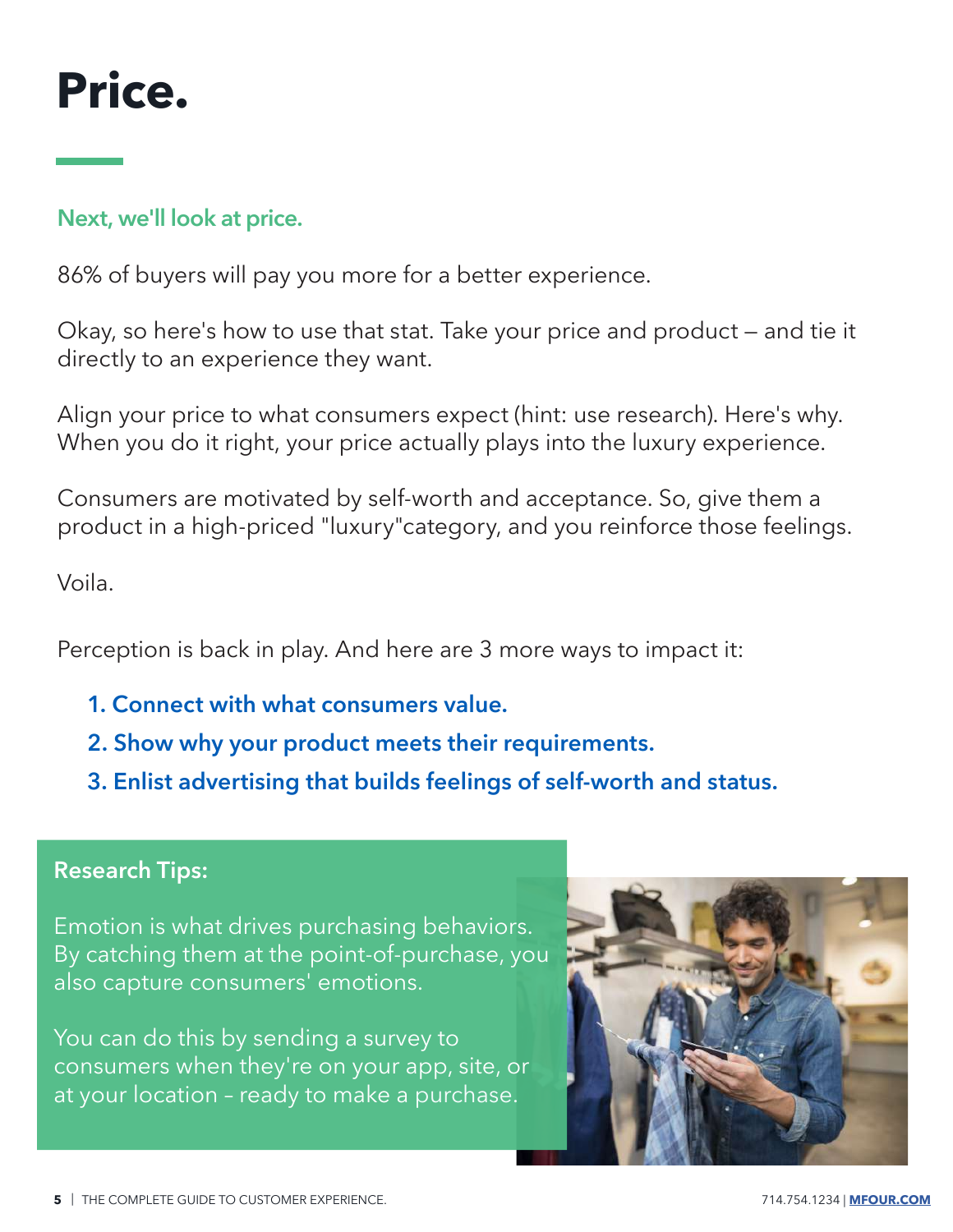# Price.

**Next, we'll look at price.**

86% of buyers will pay you more for a better experience.

Okay, so here's how to use that stat. Take your price and product – and tie it directly to an experience they want.

Align your price to what consumers expect (hint: use research). Here's why. When you do it right, your price actually plays into the luxury experience.

Consumers are motivated by self-worth and acceptance. So, give them a product in a high-priced "luxury"category, and you reinforce those feelings.

Voila.

Perception is back in play. And here are 3 more ways to impact it:

1. **Connect with what consumers value.**
2. **Show why your product meets their requirements.**
3. **Enlist advertising that builds feelings of self-worth and status.**

**Research Tips:**

Emotion is what drives purchasing behaviors. By catching them at the point-of-purchase, you also capture consumers' emotions.

You can do this by sending a survey to consumers when they're on your app, site, or at your location – ready to make a purchase.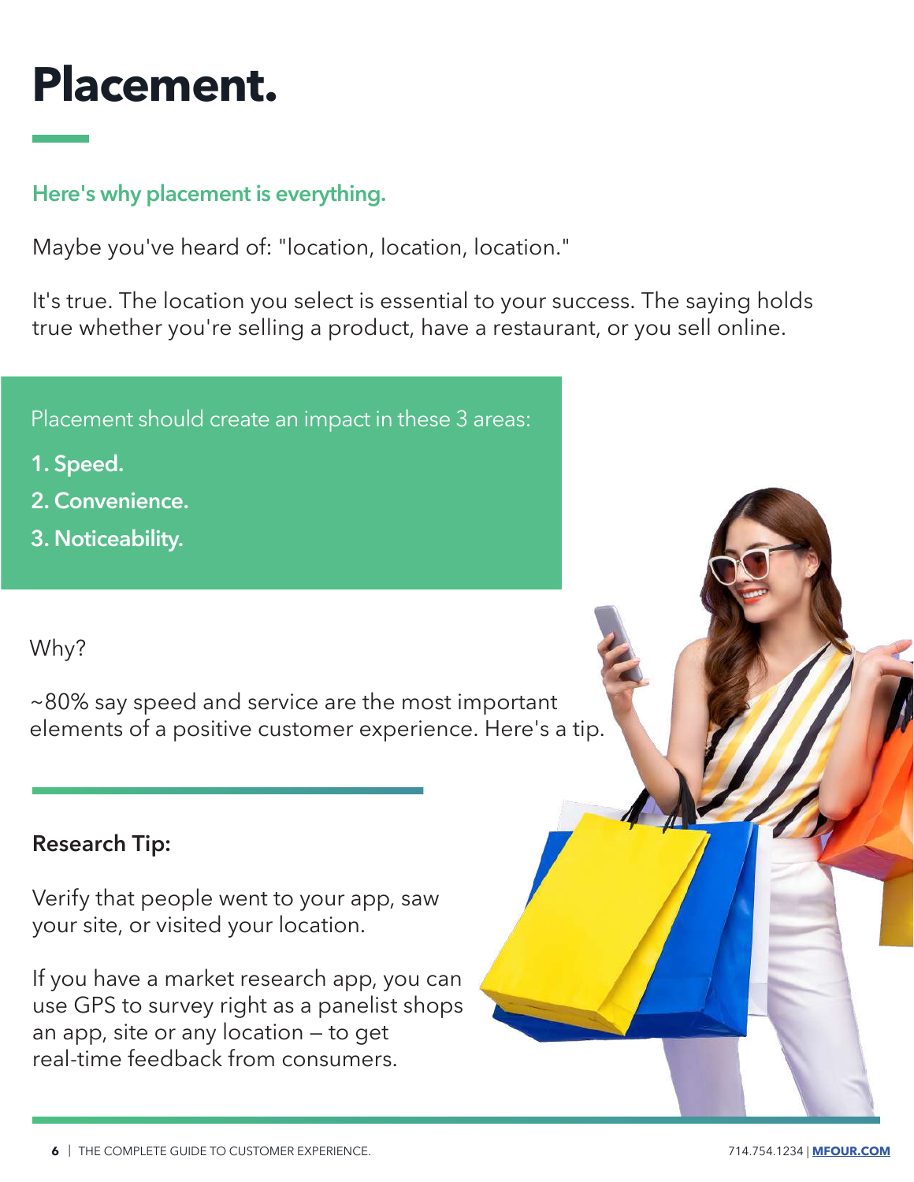# Placement.

## Here's why placement is everything.

Maybe you've heard of: "location, location, location."

It's true. The location you select is essential to your success. The saying holds true whether you're selling a product, have a restaurant, or you sell online.

Placement should create an impact in these 3 areas:

1. **Speed.**
2. **Convenience.**
3. **Noticeability.**

Why?

~80% say speed and service are the most important elements of a positive customer experience. Here's a tip.

**Research Tip:**

Verify that people went to your app, saw your site, or visited your location.

If you have a market research app, you can use GPS to survey right as a panelist shops an app, site or any location – to get real-time feedback from consumers.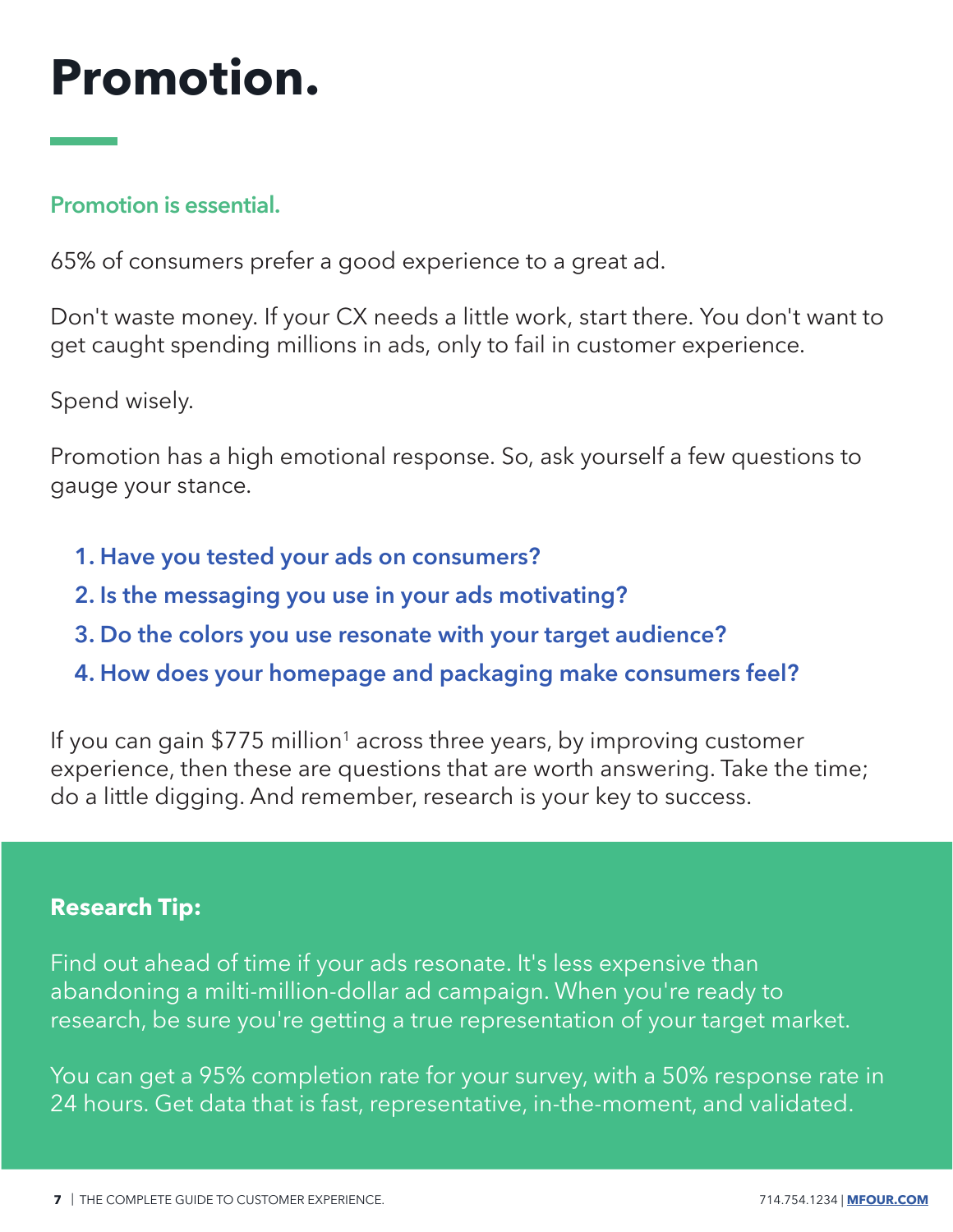# Promotion.

## Promotion is essential.

65% of consumers prefer a good experience to a great ad.

Don't waste money. If your CX needs a little work, start there. You don't want to get caught spending millions in ads, only to fail in customer experience.

Spend wisely.

Promotion has a high emotional response. So, ask yourself a few questions to gauge your stance.

1. **Have you tested your ads on consumers?**
2. **Is the messaging you use in your ads motivating?**
3. **Do the colors you use resonate with your target audience?**
4. **How does your homepage and packaging make consumers feel?**

If you can gain $775 million[1] across three years, by improving customer experience, then these are questions that are worth answering. Take the time; do a little digging. And remember, research is your key to success.

**Research Tip:**

Find out ahead of time if your ads resonate. It's less expensive than abandoning a milti-million-dollar ad campaign. When you're ready to research, be sure you're getting a true representation of your target market.

You can get a 95% completion rate for your survey, with a 50% response rate in 24 hours. Get data that is fast, representative, in-the-moment, and validated.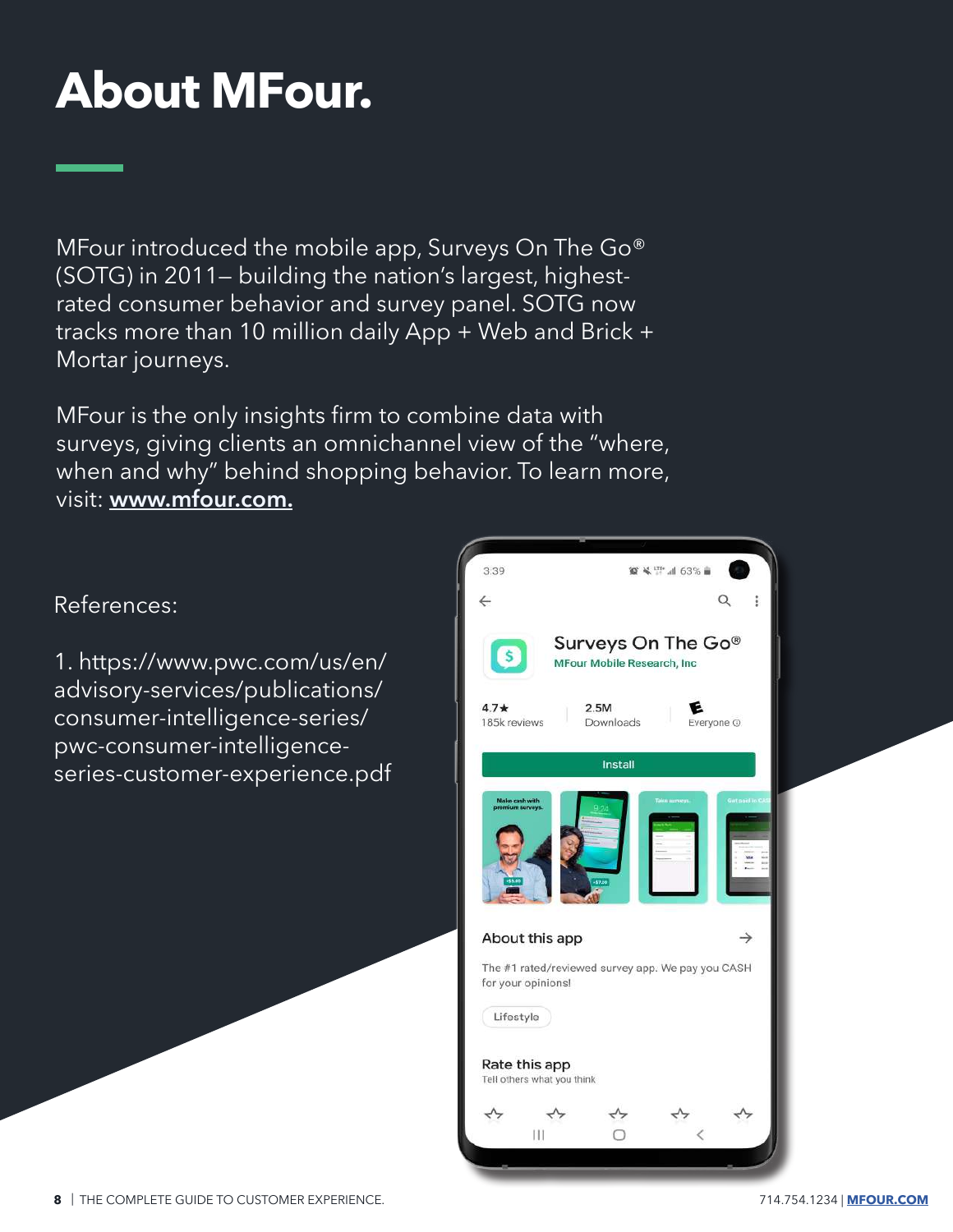# About MFour.

MFour introduced the mobile app, Surveys On The Go® (SOTG) in 2011– building the nation's largest, highest-rated consumer behavior and survey panel. SOTG now tracks more than 10 million daily App + Web and Brick + Mortar journeys.

MFour is the only insights firm to combine data with surveys, giving clients an omnichannel view of the "where, when and why" behind shopping behavior. To learn more, visit: **www.mfour.com.**

References:

1. https://www.pwc.com/us/en/advisory-services/publications/consumer-intelligence-series/pwc-consumer-intelligence-series-customer-experience.pdf

714.754.1234 | **MFOUR.COM**